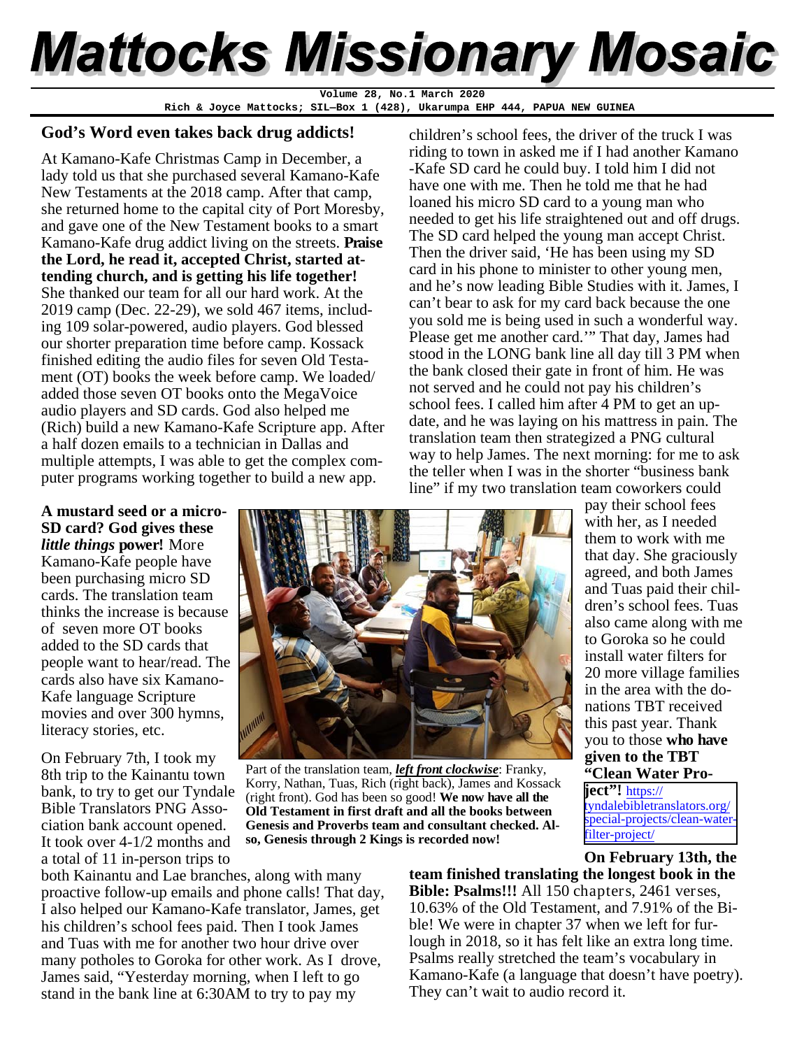# Mattocks Missionary Mosaic

**Volume 28, No.1 March 2020**

**Rich & Joyce Mattocks; SIL—Box 1 (428), Ukarumpa EHP 444, PAPUA NEW GUINEA**

## God's Word even takes back drug addicts!

At Kamano-Kafe Christmas Camp in December, a lady told us that she purchased several Kamano-Kafe New Testaments at the 2018 camp. After that camp, she returned home to the capital city of Port Moresby, and gave one of the New Testament books to a smart Kamano-Kafe drug addict living on the streets. **Praise the Lord, he read it, accepted Christ, started attending church, and is getting his life together!** She thanked our team for all our hard work. At the 2019 camp (Dec. 22-29), we sold 467 items, including 109 solar-powered, audio players. God blessed our shorter preparation time before camp. Kossack finished editing the audio files for seven Old Testament (OT) books the week before camp. We loaded/added those seven OT books onto the MegaVoice audio players and SD cards. God also helped me (Rich) build a new Kamano-Kafe Scripture app. After a half dozen emails to a technician in Dallas and multiple attempts, I was able to get the complex computer programs working together to build a new app.

**A mustard seed or a micro-SD card? God gives these *little things* power!** More Kamano-Kafe people have been purchasing micro SD cards. The translation team thinks the increase is because of seven more OT books added to the SD cards that people want to hear/read. The cards also have six Kamano-Kafe language Scripture movies and over 300 hymns, literacy stories, etc.

On February 7th, I took my 8th trip to the Kainantu town bank, to try to get our Tyndale Bible Translators PNG Association bank account opened. It took over 4-1/2 months and a total of 11 in-person trips to both Kainantu and Lae branches, along with many proactive follow-up emails and phone calls! That day, I also helped our Kamano-Kafe translator, James, get his children's school fees paid. Then I took James and Tuas with me for another two hour drive over many potholes to Goroka for other work. As I drove, James said, "Yesterday morning, when I left to go stand in the bank line at 6:30AM to try to pay my children's school fees, the driver of the truck I was riding to town in asked me if I had another Kamano-Kafe SD card he could buy. I told him I did not have one with me. Then he told me that he had loaned his micro SD card to a young man who needed to get his life straightened out and off drugs. The SD card helped the young man accept Christ. Then the driver said, 'He has been using my SD card in his phone to minister to other young men, and he's now leading Bible Studies with it. James, I can't bear to ask for my card back because the one you sold me is being used in such a wonderful way. Please get me another card.'" That day, James had stood in the LONG bank line all day till 3 PM when the bank closed their gate in front of him. He was not served and he could not pay his children's school fees. I called him after 4 PM to get an update, and he was laying on his mattress in pain. The translation team then strategized a PNG cultural way to help James. The next morning: for me to ask the teller when I was in the shorter "business bank line" if my two translation team coworkers could pay their school fees with her, as I needed them to work with me that day. She graciously agreed, and both James and Tuas paid their children's school fees. Tuas also came along with me to Goroka so he could install water filters for 20 more village families in the area with the donations TBT received this past year. Thank you to those **who have given to the TBT "Clean Water Project"!** https://tyndalebibletranslators.org/special-projects/clean-water-filter-project/

Part of the translation team, ***left front clockwise***: Franky, Korry, Nathan, Tuas, Rich (right back), James and Kossack (right front). God has been so good! **We now have all the Old Testament in first draft and all the books between Genesis and Proverbs team and consultant checked. Also, Genesis through 2 Kings is recorded now!**

**On February 13th, the team finished translating the longest book in the Bible: Psalms!!!** All 150 chapters, 2461 verses, 10.63% of the Old Testament, and 7.91% of the Bible! We were in chapter 37 when we left for furlough in 2018, so it has felt like an extra long time. Psalms really stretched the team's vocabulary in Kamano-Kafe (a language that doesn't have poetry). They can't wait to audio record it.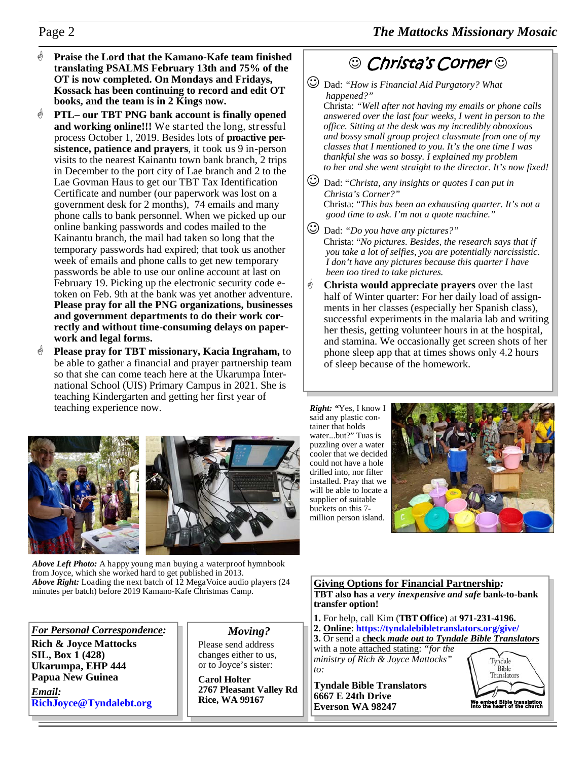- **Praise the Lord that the Kamano-Kafe team finished translating PSALMS February 13th and 75% of the OT is now completed. On Mondays and Fridays, Kossack has been continuing to record and edit OT books, and the team is in 2 Kings now.**
- **PTL– our TBT PNG bank account is finally opened and working online!!!** We started the long, stressful process October 1, 2019. Besides lots of **proactive persistence, patience and prayers**, it took us 9 in-person visits to the nearest Kainantu town bank branch, 2 trips in December to the port city of Lae branch and 2 to the Lae Govman Haus to get our TBT Tax Identification Certificate and number (our paperwork was lost on a government desk for 2 months), 74 emails and many phone calls to bank personnel. When we picked up our online banking passwords and codes mailed to the Kainantu branch, the mail had taken so long that the temporary passwords had expired; that took us another week of emails and phone calls to get new temporary passwords be able to use our online account at last on February 19. Picking up the electronic security code e-token on Feb. 9th at the bank was yet another adventure. **Please pray for all the PNG organizations, businesses and government departments to do their work correctly and without time-consuming delays on paperwork and legal forms.**
- **Please pray for TBT missionary, Kacia Ingraham,** to be able to gather a financial and prayer partnership team so that she can come teach here at the Ukarumpa International School (UIS) Primary Campus in 2021. She is teaching Kindergarten and getting her first year of teaching experience now.

***Above Left Photo:*** A happy young man buying a waterproof hymnbook from Joyce, which she worked hard to get published in 2013.
***Above Right:*** Loading the next batch of 12 MegaVoice audio players (24 minutes per batch) before 2019 Kamano-Kafe Christmas Camp.

## ☺ Christa's Corner ☺

☺ Dad: *"How is Financial Aid Purgatory? What happened?"*
Christa: *"Well after not having my emails or phone calls answered over the last four weeks, I went in person to the office. Sitting at the desk was my incredibly obnoxious and bossy small group project classmate from one of my classes that I mentioned to you. It's the one time I was thankful she was so bossy. I explained my problem to her and she went straight to the director. It's now fixed!*

☺ Dad: "*Christa, any insights or quotes I can put in Christa's Corner?"*
Christa: "*This has been an exhausting quarter. It's not a good time to ask. I'm not a quote machine."*

☺ Dad: *"Do you have any pictures?"*
Christa: "*No pictures. Besides, the research says that if you take a lot of selfies, you are potentially narcissistic. I don't have any pictures because this quarter I have been too tired to take pictures.*

- **Christa would appreciate prayers** over the last half of Winter quarter: For her daily load of assignments in her classes (especially her Spanish class), successful experiments in the malaria lab and writing her thesis, getting volunteer hours in at the hospital, and stamina. We occasionally get screen shots of her phone sleep app that at times shows only 4.2 hours of sleep because of the homework.

***Right:* "**Yes, I know I said any plastic container that holds water...but?" Tuas is puzzling over a water cooler that we decided could not have a hole drilled into, nor filter installed. Pray that we will be able to locate a supplier of suitable buckets on this 7-million person island.

***For Personal Correspondence:***
**Rich & Joyce Mattocks**
**SIL, Box 1 (428)**
**Ukarumpa, EHP 444**
**Papua New Guinea**
***Email:***
**RichJoyce@Tyndalebt.org**

*Moving?*
Please send address changes either to us, or to Joyce's sister:
**Carol Holter**
**2767 Pleasant Valley Rd**
**Rice, WA 99167**

**Giving Options for Financial Partnership*:***
**TBT also has a *very inexpensive and safe* bank-to-bank transfer option!**

1. For help, call Kim (**TBT Office**) at **971-231-4196.**
2. **Online**: **https://tyndalebibletranslators.org/give/**
3. Or send a **check** ***made out to Tyndale Bible Translators*** with a note attached stating: *"for the ministry of Rich & Joyce Mattocks" to:*

**Tyndale Bible Translators**
**6667 E 24th Drive**
**Everson WA 98247**

Tyndale Bible Translators
We embed Bible translation into the heart of the church